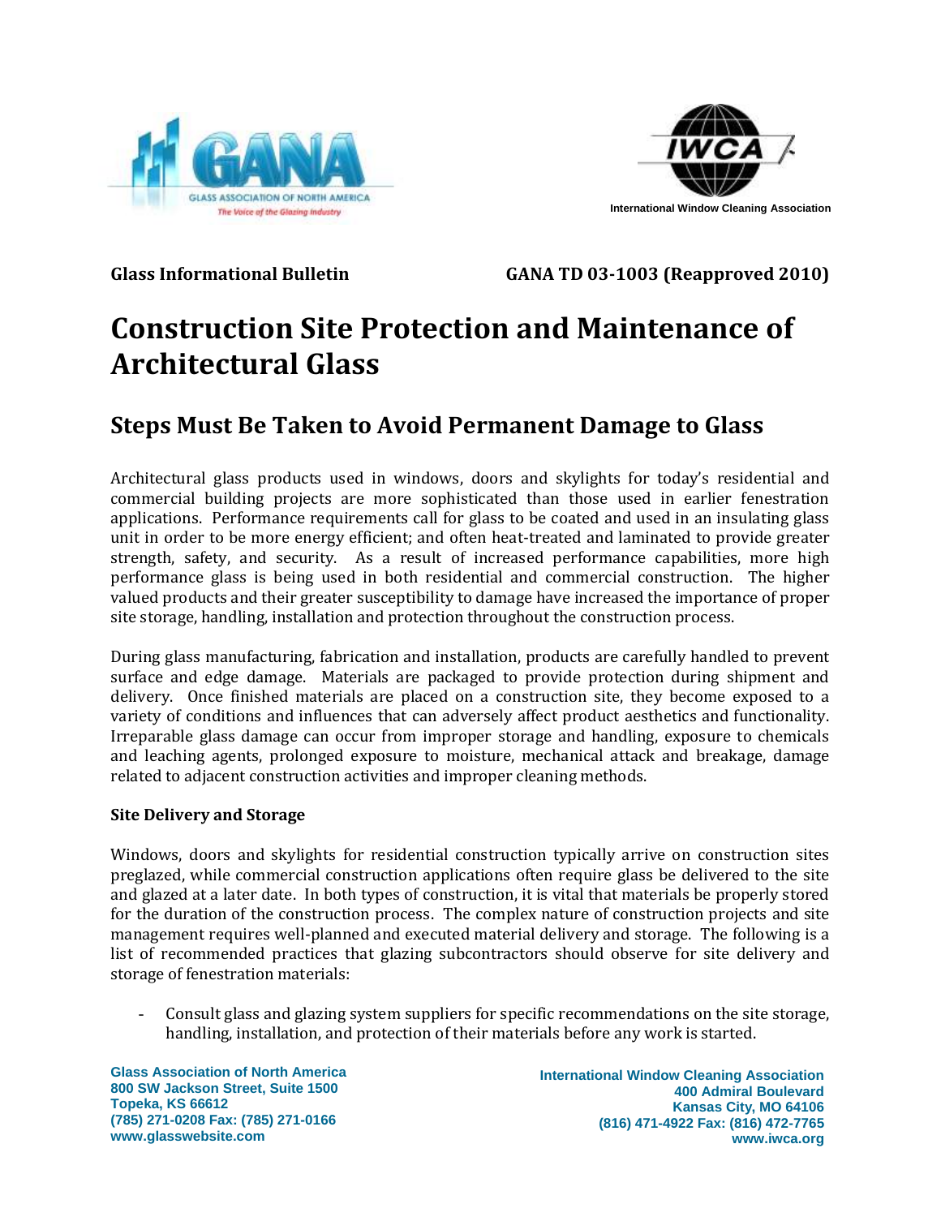Glass Association of North America — The Voice of the Glazing Industry

International Window Cleaning Association

**Glass Informational Bulletin** **GANA TD 03-1003 (Reapproved 2010)**

# Construction Site Protection and Maintenance of Architectural Glass

## Steps Must Be Taken to Avoid Permanent Damage to Glass

Architectural glass products used in windows, doors and skylights for today's residential and commercial building projects are more sophisticated than those used in earlier fenestration applications. Performance requirements call for glass to be coated and used in an insulating glass unit in order to be more energy efficient; and often heat-treated and laminated to provide greater strength, safety, and security. As a result of increased performance capabilities, more high performance glass is being used in both residential and commercial construction. The higher valued products and their greater susceptibility to damage have increased the importance of proper site storage, handling, installation and protection throughout the construction process.

During glass manufacturing, fabrication and installation, products are carefully handled to prevent surface and edge damage. Materials are packaged to provide protection during shipment and delivery. Once finished materials are placed on a construction site, they become exposed to a variety of conditions and influences that can adversely affect product aesthetics and functionality. Irreparable glass damage can occur from improper storage and handling, exposure to chemicals and leaching agents, prolonged exposure to moisture, mechanical attack and breakage, damage related to adjacent construction activities and improper cleaning methods.

**Site Delivery and Storage**

Windows, doors and skylights for residential construction typically arrive on construction sites preglazed, while commercial construction applications often require glass be delivered to the site and glazed at a later date. In both types of construction, it is vital that materials be properly stored for the duration of the construction process. The complex nature of construction projects and site management requires well-planned and executed material delivery and storage. The following is a list of recommended practices that glazing subcontractors should observe for site delivery and storage of fenestration materials:

- Consult glass and glazing system suppliers for specific recommendations on the site storage, handling, installation, and protection of their materials before any work is started.

Glass Association of North America
800 SW Jackson Street, Suite 1500
Topeka, KS 66612
(785) 271-0208 Fax: (785) 271-0166
www.glasswebsite.com

International Window Cleaning Association
400 Admiral Boulevard
Kansas City, MO 64106
(816) 471-4922 Fax: (816) 472-7765
www.iwca.org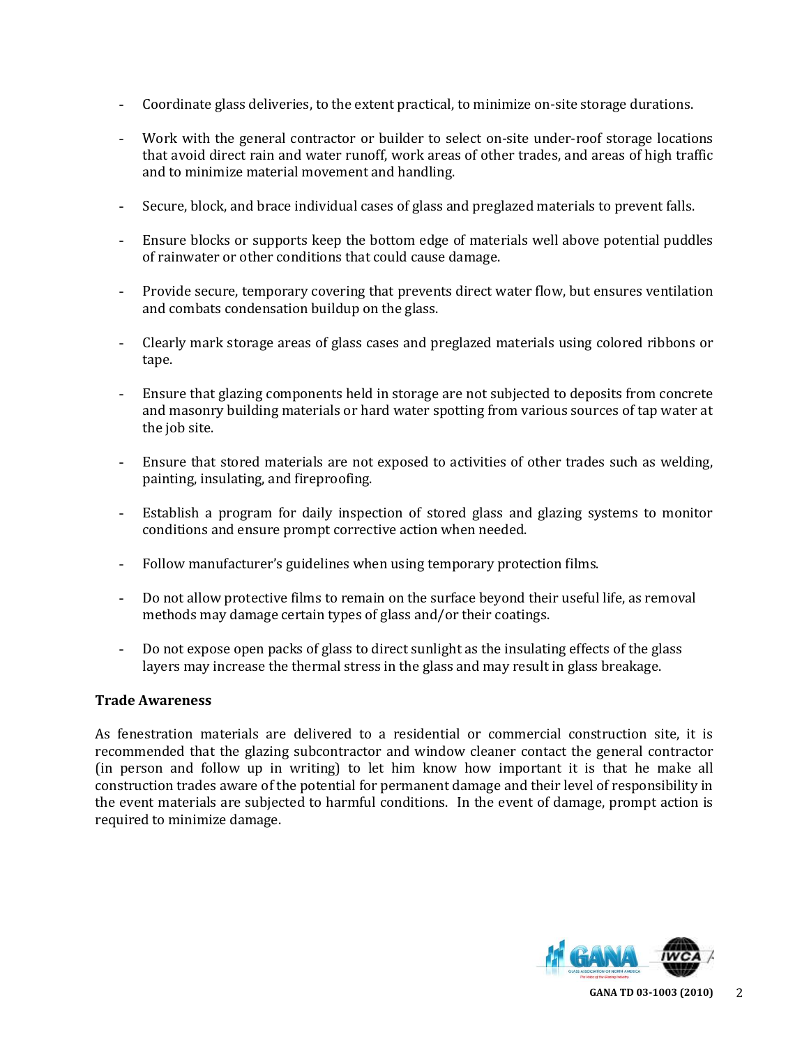- Coordinate glass deliveries, to the extent practical, to minimize on-site storage durations.

- Work with the general contractor or builder to select on-site under-roof storage locations that avoid direct rain and water runoff, work areas of other trades, and areas of high traffic and to minimize material movement and handling.

- Secure, block, and brace individual cases of glass and preglazed materials to prevent falls.

- Ensure blocks or supports keep the bottom edge of materials well above potential puddles of rainwater or other conditions that could cause damage.

- Provide secure, temporary covering that prevents direct water flow, but ensures ventilation and combats condensation buildup on the glass.

- Clearly mark storage areas of glass cases and preglazed materials using colored ribbons or tape.

- Ensure that glazing components held in storage are not subjected to deposits from concrete and masonry building materials or hard water spotting from various sources of tap water at the job site.

- Ensure that stored materials are not exposed to activities of other trades such as welding, painting, insulating, and fireproofing.

- Establish a program for daily inspection of stored glass and glazing systems to monitor conditions and ensure prompt corrective action when needed.

- Follow manufacturer's guidelines when using temporary protection films.

- Do not allow protective films to remain on the surface beyond their useful life, as removal methods may damage certain types of glass and/or their coatings.

- Do not expose open packs of glass to direct sunlight as the insulating effects of the glass layers may increase the thermal stress in the glass and may result in glass breakage.

**Trade Awareness**

As fenestration materials are delivered to a residential or commercial construction site, it is recommended that the glazing subcontractor and window cleaner contact the general contractor (in person and follow up in writing) to let him know how important it is that he make all construction trades aware of the potential for permanent damage and their level of responsibility in the event materials are subjected to harmful conditions. In the event of damage, prompt action is required to minimize damage.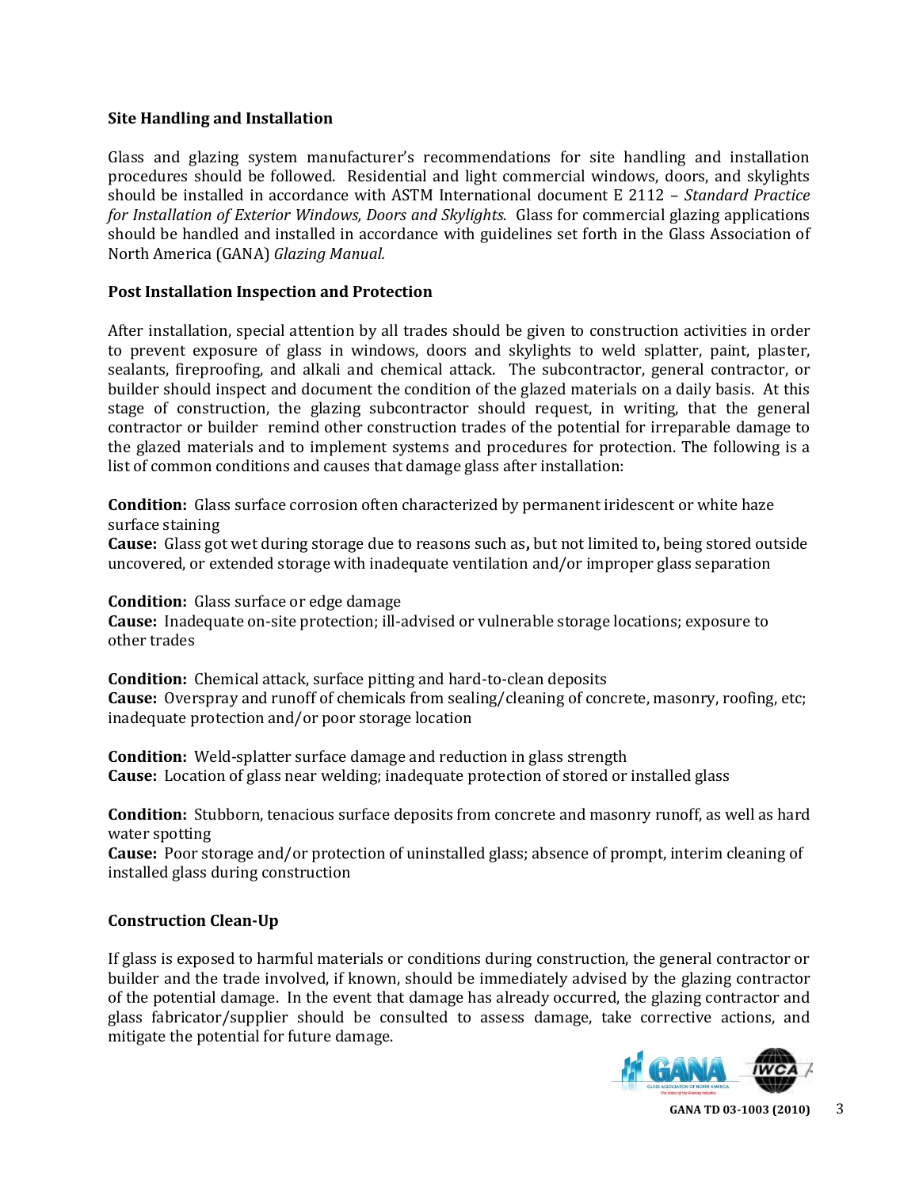### Site Handling and Installation

Glass and glazing system manufacturer's recommendations for site handling and installation procedures should be followed. Residential and light commercial windows, doors, and skylights should be installed in accordance with ASTM International document E 2112 – *Standard Practice for Installation of Exterior Windows, Doors and Skylights.* Glass for commercial glazing applications should be handled and installed in accordance with guidelines set forth in the Glass Association of North America (GANA) *Glazing Manual.*

### Post Installation Inspection and Protection

After installation, special attention by all trades should be given to construction activities in order to prevent exposure of glass in windows, doors and skylights to weld splatter, paint, plaster, sealants, fireproofing, and alkali and chemical attack. The subcontractor, general contractor, or builder should inspect and document the condition of the glazed materials on a daily basis. At this stage of construction, the glazing subcontractor should request, in writing, that the general contractor or builder remind other construction trades of the potential for irreparable damage to the glazed materials and to implement systems and procedures for protection. The following is a list of common conditions and causes that damage glass after installation:

**Condition:** Glass surface corrosion often characterized by permanent iridescent or white haze surface staining
**Cause:** Glass got wet during storage due to reasons such as**,** but not limited to**,** being stored outside uncovered, or extended storage with inadequate ventilation and/or improper glass separation

**Condition:** Glass surface or edge damage
**Cause:** Inadequate on-site protection; ill-advised or vulnerable storage locations; exposure to other trades

**Condition:** Chemical attack, surface pitting and hard-to-clean deposits
**Cause:** Overspray and runoff of chemicals from sealing/cleaning of concrete, masonry, roofing, etc; inadequate protection and/or poor storage location

**Condition:** Weld-splatter surface damage and reduction in glass strength
**Cause:** Location of glass near welding; inadequate protection of stored or installed glass

**Condition:** Stubborn, tenacious surface deposits from concrete and masonry runoff, as well as hard water spotting
**Cause:** Poor storage and/or protection of uninstalled glass; absence of prompt, interim cleaning of installed glass during construction

### Construction Clean-Up

If glass is exposed to harmful materials or conditions during construction, the general contractor or builder and the trade involved, if known, should be immediately advised by the glazing contractor of the potential damage. In the event that damage has already occurred, the glazing contractor and glass fabricator/supplier should be consulted to assess damage, take corrective actions, and mitigate the potential for future damage.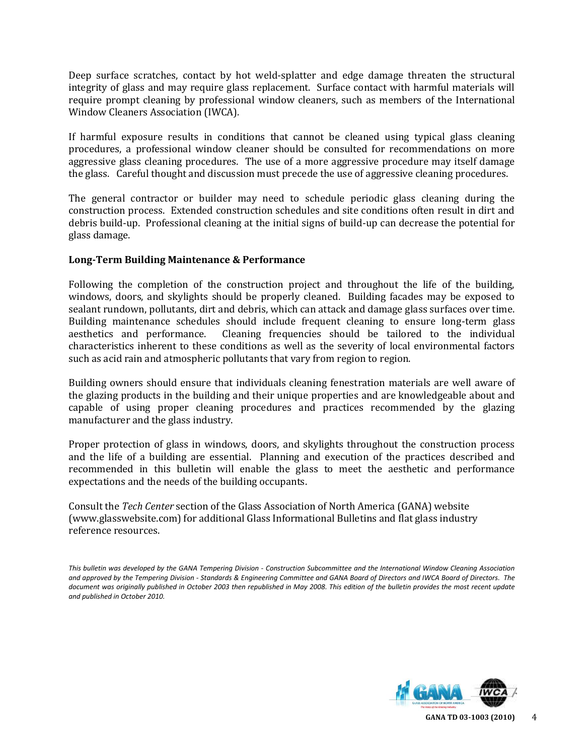Deep surface scratches, contact by hot weld-splatter and edge damage threaten the structural integrity of glass and may require glass replacement. Surface contact with harmful materials will require prompt cleaning by professional window cleaners, such as members of the International Window Cleaners Association (IWCA).

If harmful exposure results in conditions that cannot be cleaned using typical glass cleaning procedures, a professional window cleaner should be consulted for recommendations on more aggressive glass cleaning procedures. The use of a more aggressive procedure may itself damage the glass. Careful thought and discussion must precede the use of aggressive cleaning procedures.

The general contractor or builder may need to schedule periodic glass cleaning during the construction process. Extended construction schedules and site conditions often result in dirt and debris build-up. Professional cleaning at the initial signs of build-up can decrease the potential for glass damage.

**Long-Term Building Maintenance & Performance**

Following the completion of the construction project and throughout the life of the building, windows, doors, and skylights should be properly cleaned. Building facades may be exposed to sealant rundown, pollutants, dirt and debris, which can attack and damage glass surfaces over time. Building maintenance schedules should include frequent cleaning to ensure long-term glass aesthetics and performance. Cleaning frequencies should be tailored to the individual characteristics inherent to these conditions as well as the severity of local environmental factors such as acid rain and atmospheric pollutants that vary from region to region.

Building owners should ensure that individuals cleaning fenestration materials are well aware of the glazing products in the building and their unique properties and are knowledgeable about and capable of using proper cleaning procedures and practices recommended by the glazing manufacturer and the glass industry.

Proper protection of glass in windows, doors, and skylights throughout the construction process and the life of a building are essential. Planning and execution of the practices described and recommended in this bulletin will enable the glass to meet the aesthetic and performance expectations and the needs of the building occupants.

Consult the *Tech Center* section of the Glass Association of North America (GANA) website (www.glasswebsite.com) for additional Glass Informational Bulletins and flat glass industry reference resources.

*This bulletin was developed by the GANA Tempering Division - Construction Subcommittee and the International Window Cleaning Association and approved by the Tempering Division - Standards & Engineering Committee and GANA Board of Directors and IWCA Board of Directors. The document was originally published in October 2003 then republished in May 2008. This edition of the bulletin provides the most recent update and published in October 2010.*

**GANA TD 03-1003 (2010)**